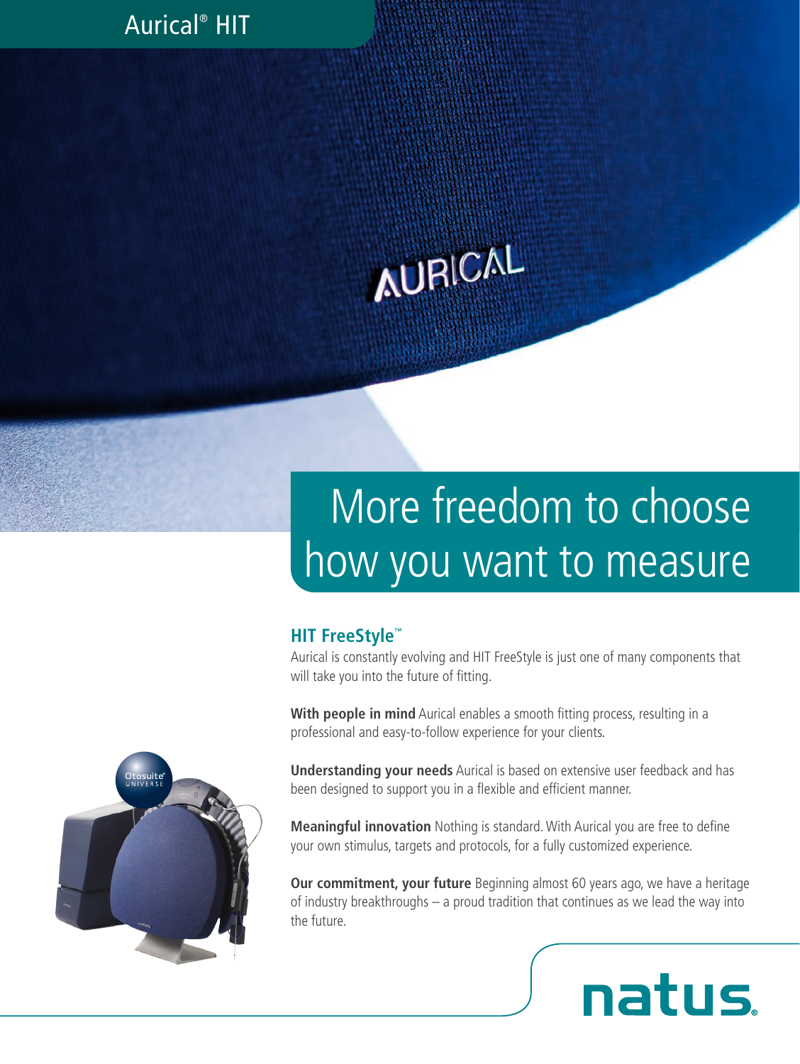Aurical® HIT

# More freedom to choose how you want to measure

## HIT FreeStyle™

Aurical is constantly evolving and HIT FreeStyle is just one of many components that will take you into the future of fitting.

**With people in mind** Aurical enables a smooth fitting process, resulting in a professional and easy-to-follow experience for your clients.

**Understanding your needs** Aurical is based on extensive user feedback and has been designed to support you in a flexible and efficient manner.

**Meaningful innovation** Nothing is standard. With Aurical you are free to define your own stimulus, targets and protocols, for a fully customized experience.

**Our commitment, your future** Beginning almost 60 years ago, we have a heritage of industry breakthroughs – a proud tradition that continues as we lead the way into the future.

natus.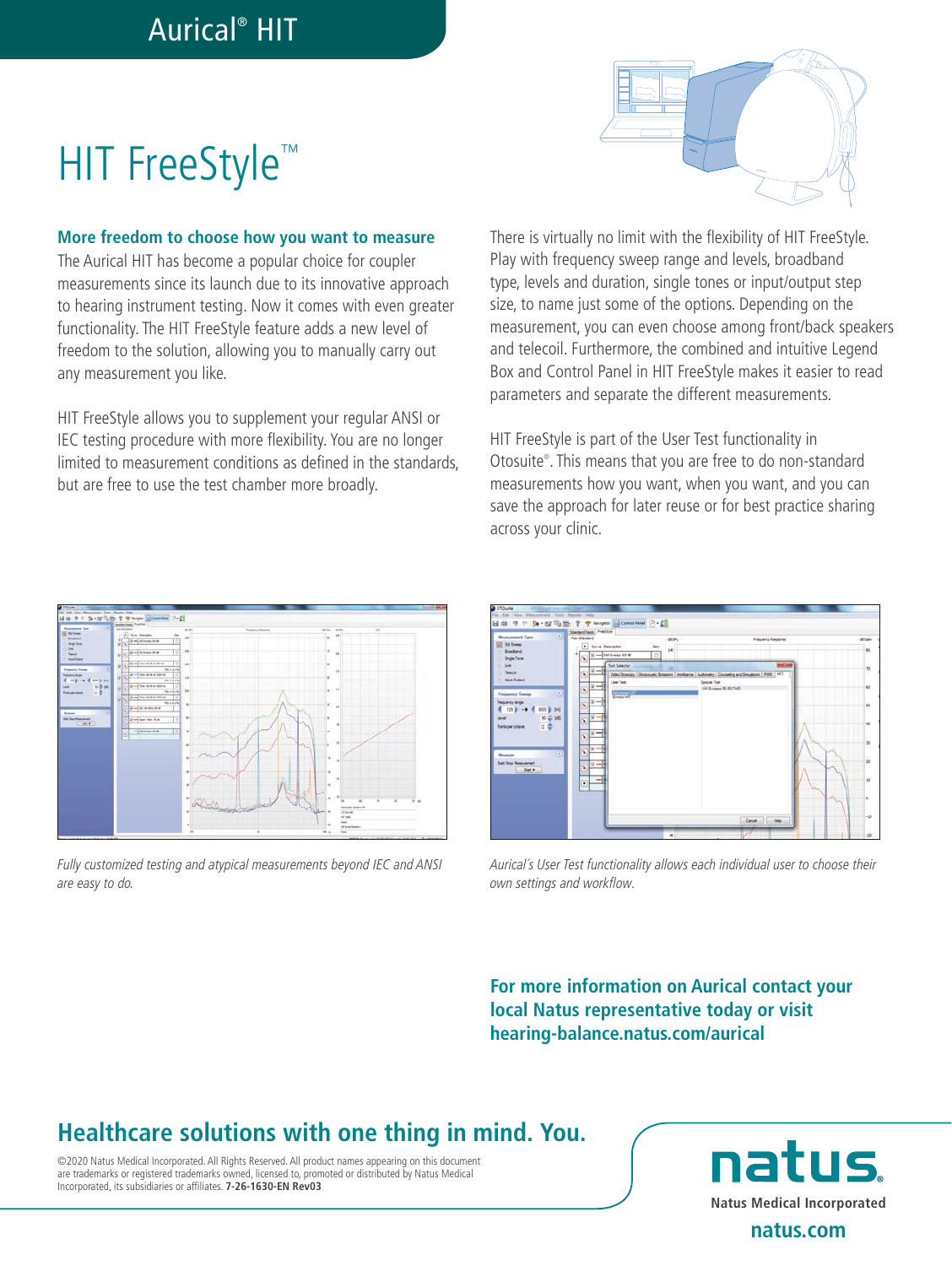Aurical® HIT

# HIT FreeStyle™

## More freedom to choose how you want to measure

The Aurical HIT has become a popular choice for coupler measurements since its launch due to its innovative approach to hearing instrument testing. Now it comes with even greater functionality. The HIT FreeStyle feature adds a new level of freedom to the solution, allowing you to manually carry out any measurement you like.

HIT FreeStyle allows you to supplement your regular ANSI or IEC testing procedure with more flexibility. You are no longer limited to measurement conditions as defined in the standards, but are free to use the test chamber more broadly.

There is virtually no limit with the flexibility of HIT FreeStyle. Play with frequency sweep range and levels, broadband type, levels and duration, single tones or input/output step size, to name just some of the options. Depending on the measurement, you can even choose among front/back speakers and telecoil. Furthermore, the combined and intuitive Legend Box and Control Panel in HIT FreeStyle makes it easier to read parameters and separate the different measurements.

HIT FreeStyle is part of the User Test functionality in Otosuite®. This means that you are free to do non-standard measurements how you want, when you want, and you can save the approach for later reuse or for best practice sharing across your clinic.

*Fully customized testing and atypical measurements beyond IEC and ANSI are easy to do.*

*Aurical's User Test functionality allows each individual user to choose their own settings and workflow.*

**For more information on Aurical contact your local Natus representative today or visit hearing-balance.natus.com/aurical**

## Healthcare solutions with one thing in mind. You.

©2020 Natus Medical Incorporated. All Rights Reserved. All product names appearing on this document are trademarks or registered trademarks owned, licensed to, promoted or distributed by Natus Medical Incorporated, its subsidiaries or affiliates. **7-26-1630-EN Rev03**

natus.

Natus Medical Incorporated

natus.com